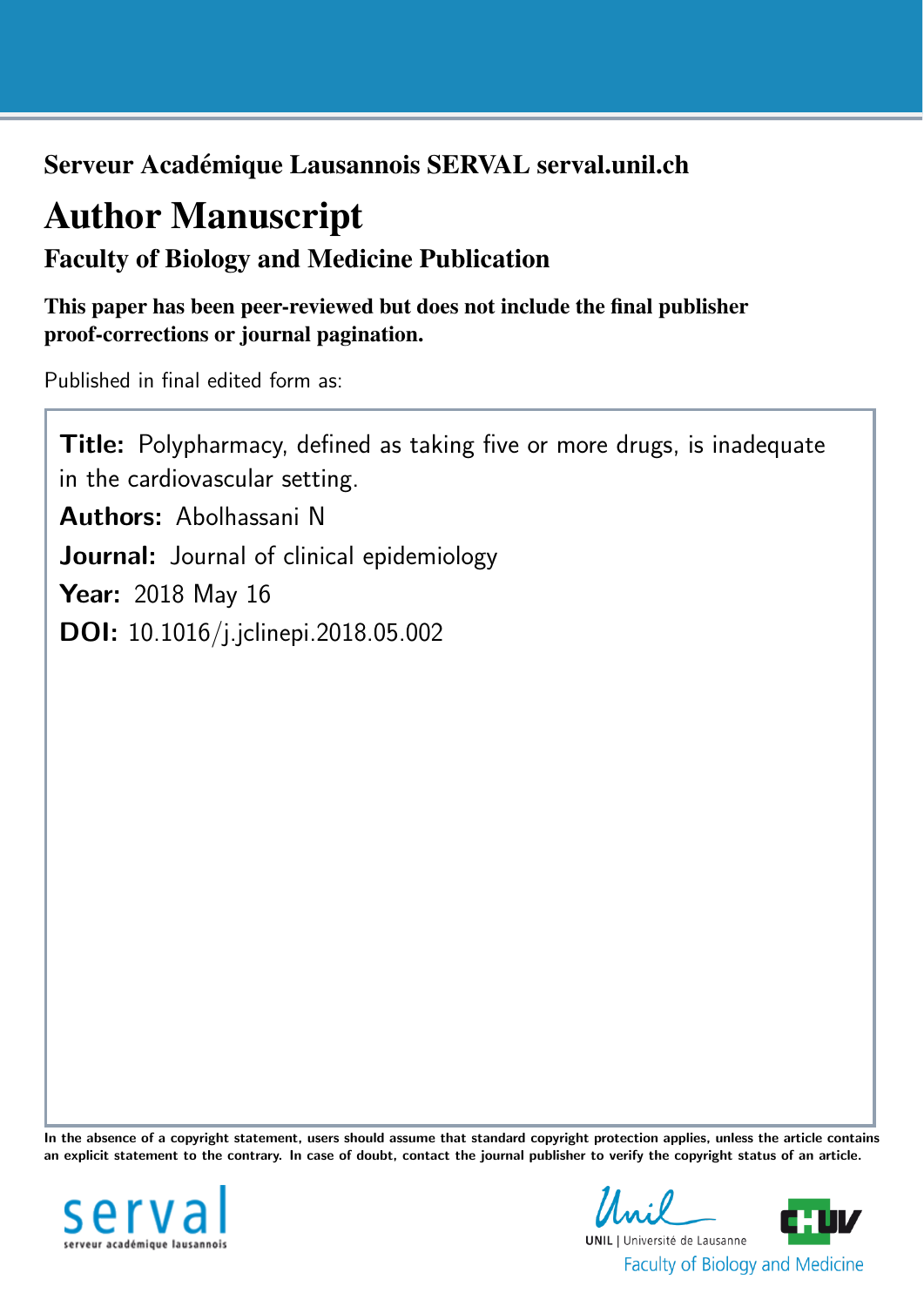**Serveur Académique Lausannois SERVAL serval.unil.ch**

# Author Manuscript

## Faculty of Biology and Medicine Publication

**This paper has been peer-reviewed but does not include the final publisher proof-corrections or journal pagination.**

Published in final edited form as:

**Title:** Polypharmacy, defined as taking five or more drugs, is inadequate in the cardiovascular setting.

**Authors:** Abolhassani N

**Journal:** Journal of clinical epidemiology

**Year:** 2018 May 16

**DOI:** 10.1016/j.jclinepi.2018.05.002

**In the absence of a copyright statement, users should assume that standard copyright protection applies, unless the article contains an explicit statement to the contrary. In case of doubt, contact the journal publisher to verify the copyright status of an article.**

serval
serveur académique lausannois

UNIL | Université de Lausanne
Faculty of Biology and Medicine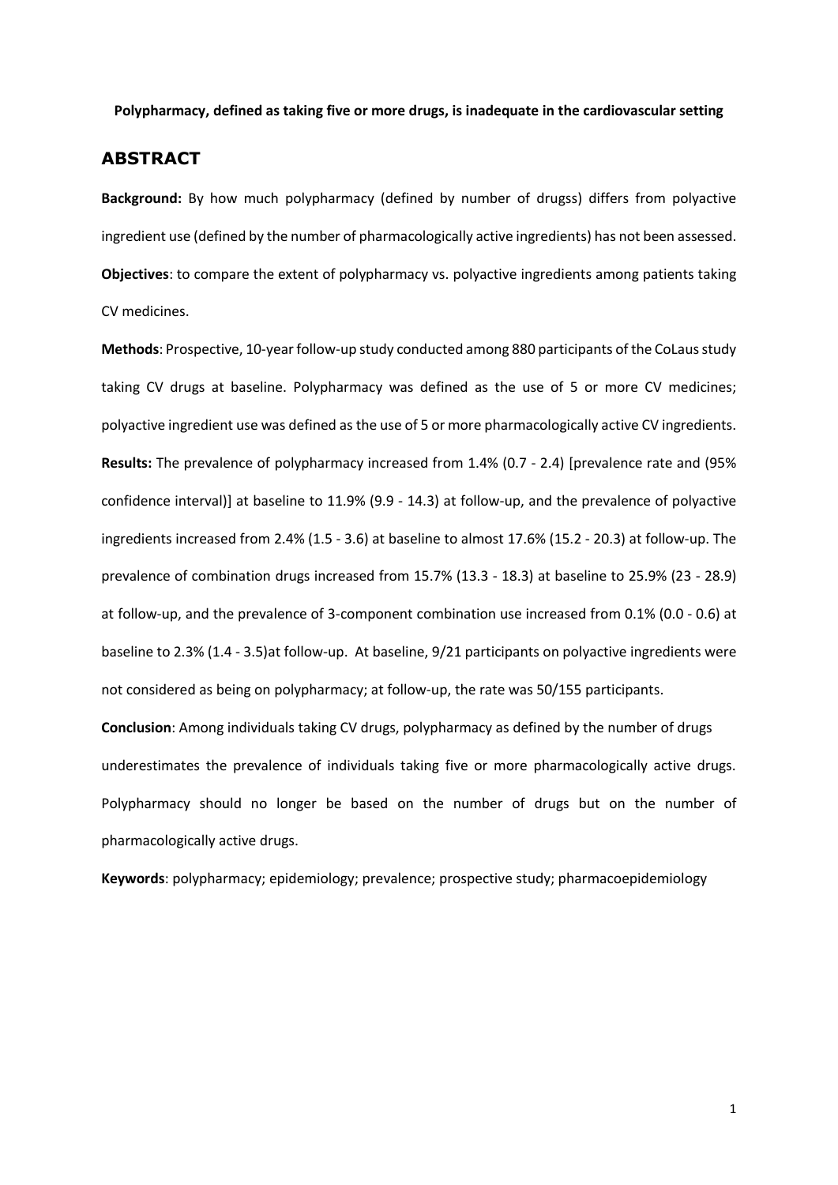**Polypharmacy, defined as taking five or more drugs, is inadequate in the cardiovascular setting**

## ABSTRACT

**Background:** By how much polypharmacy (defined by number of drugss) differs from polyactive ingredient use (defined by the number of pharmacologically active ingredients) has not been assessed.

**Objectives**: to compare the extent of polypharmacy vs. polyactive ingredients among patients taking CV medicines.

**Methods**: Prospective, 10-year follow-up study conducted among 880 participants of the CoLaus study taking CV drugs at baseline. Polypharmacy was defined as the use of 5 or more CV medicines; polyactive ingredient use was defined as the use of 5 or more pharmacologically active CV ingredients.

**Results:** The prevalence of polypharmacy increased from 1.4% (0.7 - 2.4) [prevalence rate and (95% confidence interval)] at baseline to 11.9% (9.9 - 14.3) at follow-up, and the prevalence of polyactive ingredients increased from 2.4% (1.5 - 3.6) at baseline to almost 17.6% (15.2 - 20.3) at follow-up. The prevalence of combination drugs increased from 15.7% (13.3 - 18.3) at baseline to 25.9% (23 - 28.9) at follow-up, and the prevalence of 3-component combination use increased from 0.1% (0.0 - 0.6) at baseline to 2.3% (1.4 - 3.5)at follow-up. At baseline, 9/21 participants on polyactive ingredients were not considered as being on polypharmacy; at follow-up, the rate was 50/155 participants.

**Conclusion**: Among individuals taking CV drugs, polypharmacy as defined by the number of drugs underestimates the prevalence of individuals taking five or more pharmacologically active drugs. Polypharmacy should no longer be based on the number of drugs but on the number of pharmacologically active drugs.

**Keywords**: polypharmacy; epidemiology; prevalence; prospective study; pharmacoepidemiology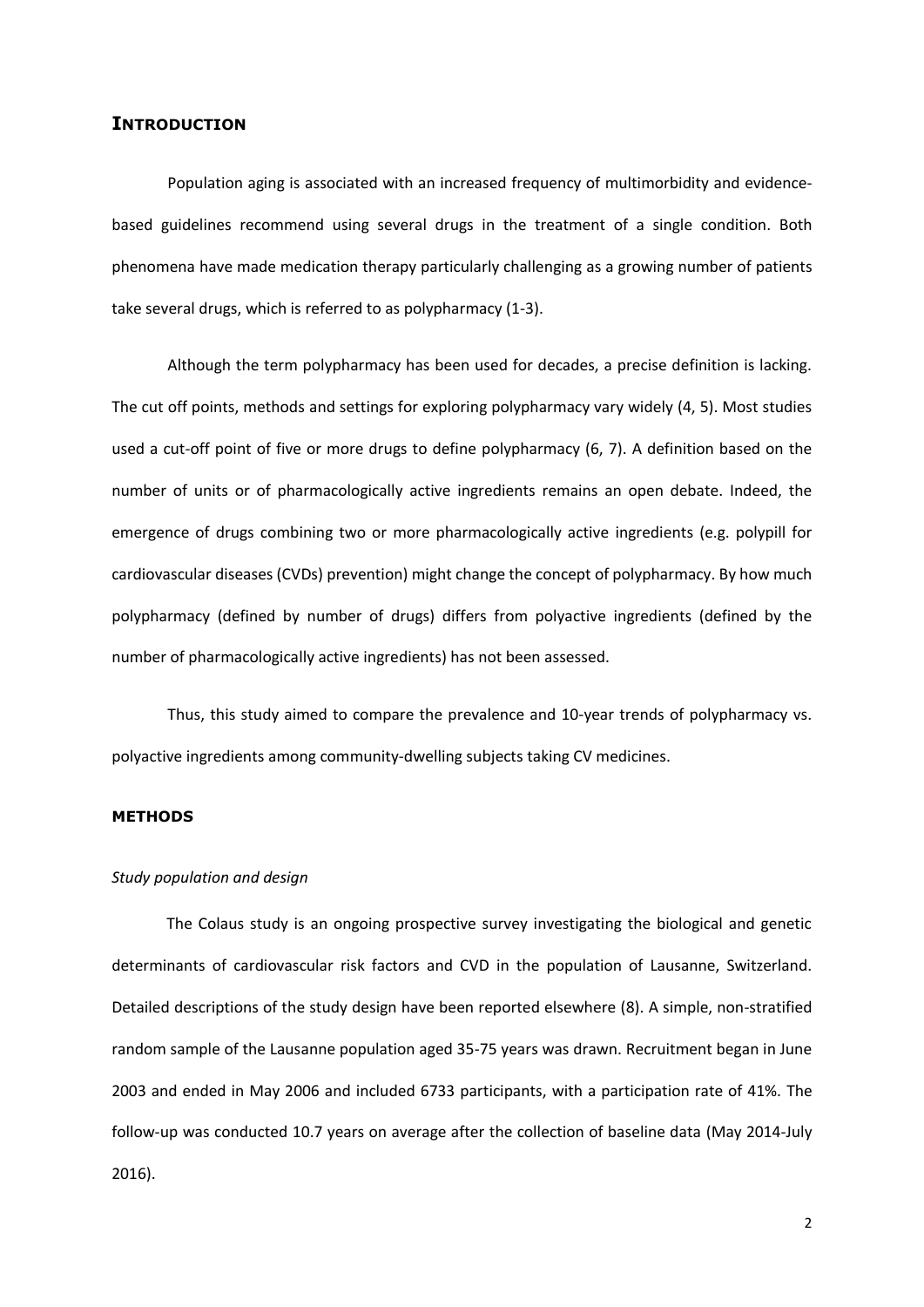## INTRODUCTION

Population aging is associated with an increased frequency of multimorbidity and evidence-based guidelines recommend using several drugs in the treatment of a single condition. Both phenomena have made medication therapy particularly challenging as a growing number of patients take several drugs, which is referred to as polypharmacy (1-3).

Although the term polypharmacy has been used for decades, a precise definition is lacking. The cut off points, methods and settings for exploring polypharmacy vary widely (4, 5). Most studies used a cut-off point of five or more drugs to define polypharmacy (6, 7). A definition based on the number of units or of pharmacologically active ingredients remains an open debate. Indeed, the emergence of drugs combining two or more pharmacologically active ingredients (e.g. polypill for cardiovascular diseases (CVDs) prevention) might change the concept of polypharmacy. By how much polypharmacy (defined by number of drugs) differs from polyactive ingredients (defined by the number of pharmacologically active ingredients) has not been assessed.

Thus, this study aimed to compare the prevalence and 10-year trends of polypharmacy vs. polyactive ingredients among community-dwelling subjects taking CV medicines.

## METHODS

### *Study population and design*

The Colaus study is an ongoing prospective survey investigating the biological and genetic determinants of cardiovascular risk factors and CVD in the population of Lausanne, Switzerland. Detailed descriptions of the study design have been reported elsewhere (8). A simple, non-stratified random sample of the Lausanne population aged 35-75 years was drawn. Recruitment began in June 2003 and ended in May 2006 and included 6733 participants, with a participation rate of 41%. The follow-up was conducted 10.7 years on average after the collection of baseline data (May 2014-July 2016).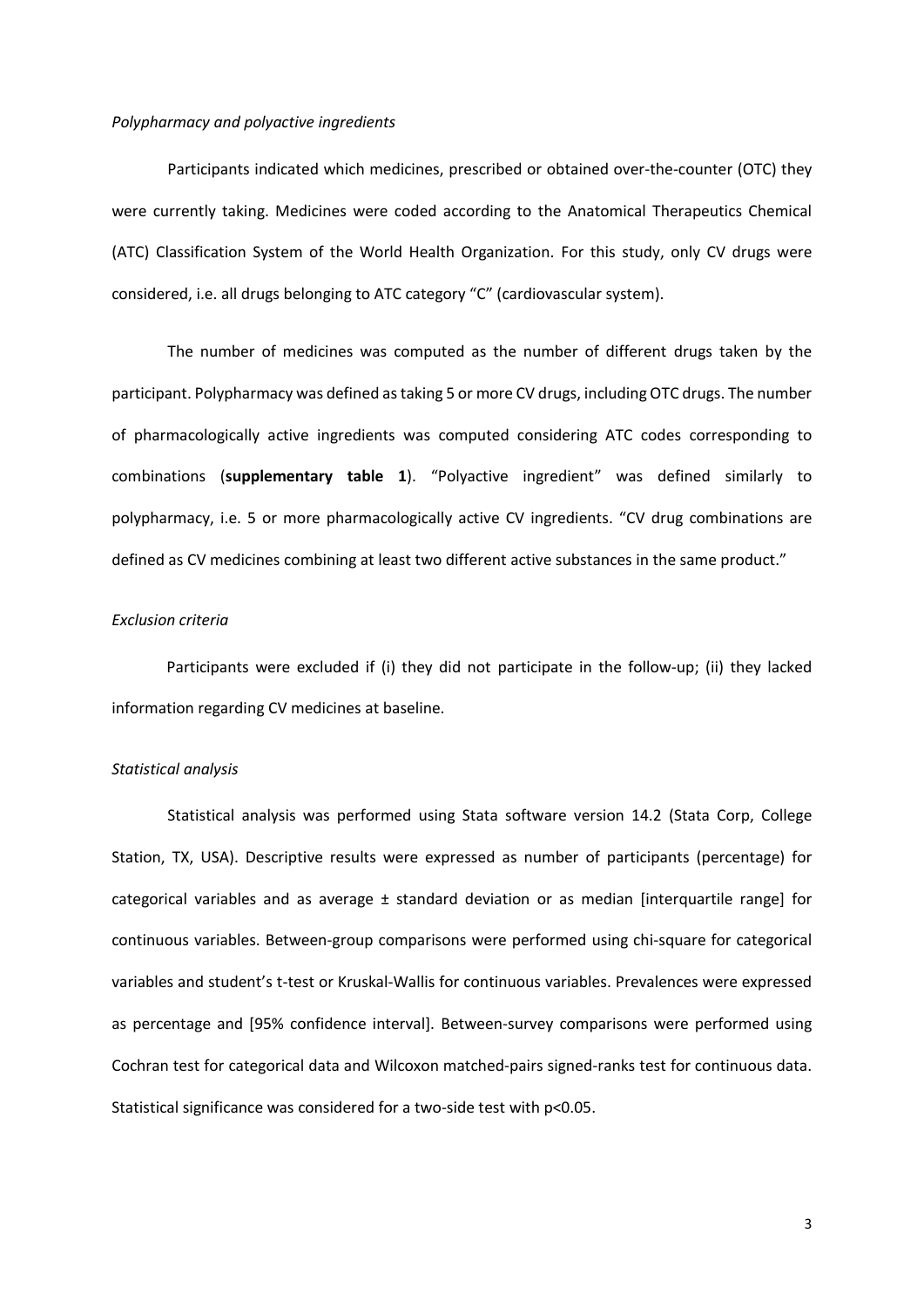*Polypharmacy and polyactive ingredients*

Participants indicated which medicines, prescribed or obtained over-the-counter (OTC) they were currently taking. Medicines were coded according to the Anatomical Therapeutics Chemical (ATC) Classification System of the World Health Organization. For this study, only CV drugs were considered, i.e. all drugs belonging to ATC category "C" (cardiovascular system).

The number of medicines was computed as the number of different drugs taken by the participant. Polypharmacy was defined as taking 5 or more CV drugs, including OTC drugs. The number of pharmacologically active ingredients was computed considering ATC codes corresponding to combinations (**supplementary table 1**). "Polyactive ingredient" was defined similarly to polypharmacy, i.e. 5 or more pharmacologically active CV ingredients. "CV drug combinations are defined as CV medicines combining at least two different active substances in the same product."

*Exclusion criteria*

Participants were excluded if (i) they did not participate in the follow-up; (ii) they lacked information regarding CV medicines at baseline.

*Statistical analysis*

Statistical analysis was performed using Stata software version 14.2 (Stata Corp, College Station, TX, USA). Descriptive results were expressed as number of participants (percentage) for categorical variables and as average ± standard deviation or as median [interquartile range] for continuous variables. Between-group comparisons were performed using chi-square for categorical variables and student's t-test or Kruskal-Wallis for continuous variables. Prevalences were expressed as percentage and [95% confidence interval]. Between-survey comparisons were performed using Cochran test for categorical data and Wilcoxon matched-pairs signed-ranks test for continuous data. Statistical significance was considered for a two-side test with $p<0.05$.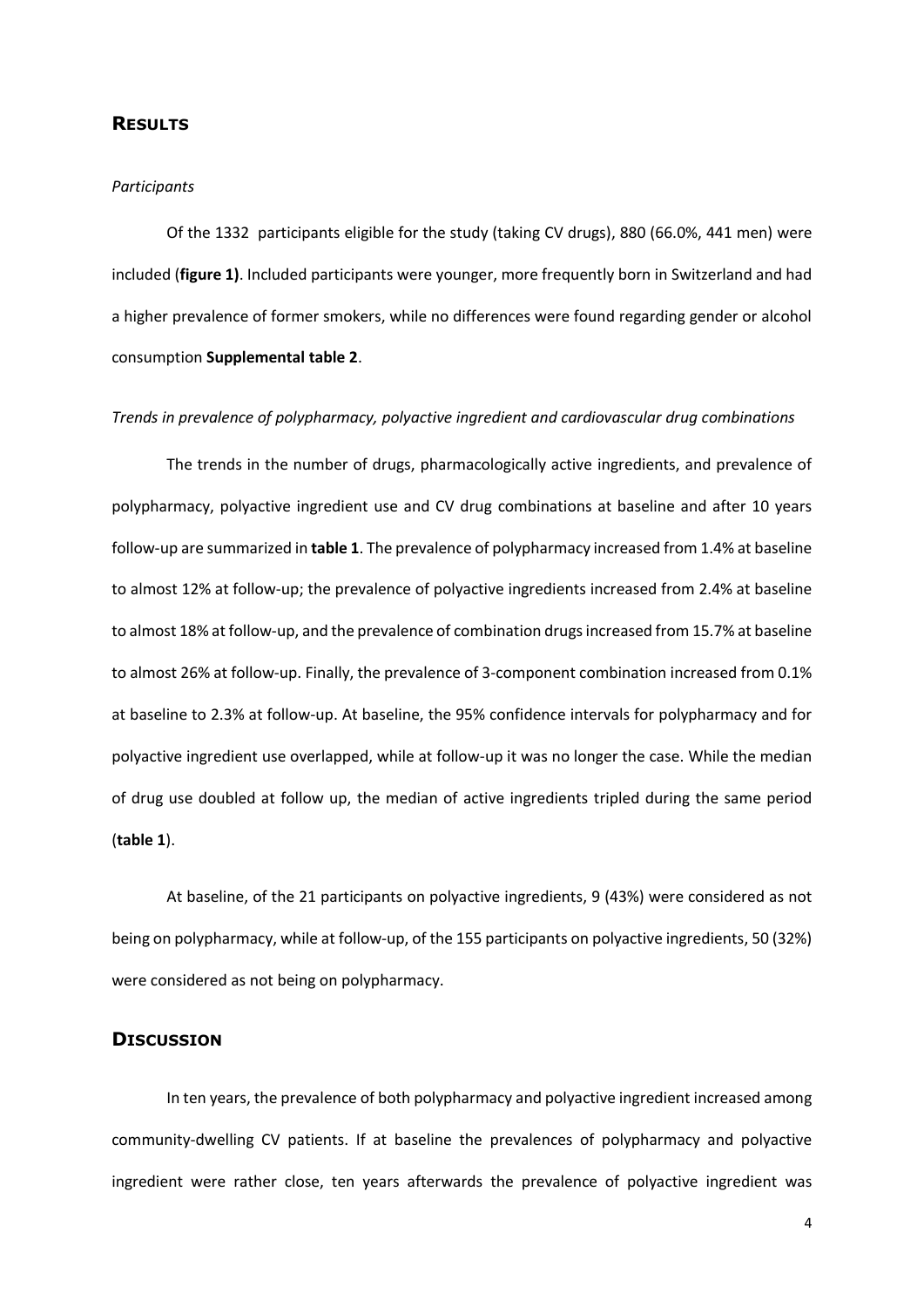## RESULTS

*Participants*

Of the 1332 participants eligible for the study (taking CV drugs), 880 (66.0%, 441 men) were included (**figure 1)**. Included participants were younger, more frequently born in Switzerland and had a higher prevalence of former smokers, while no differences were found regarding gender or alcohol consumption **Supplemental table 2**.

*Trends in prevalence of polypharmacy, polyactive ingredient and cardiovascular drug combinations*

The trends in the number of drugs, pharmacologically active ingredients, and prevalence of polypharmacy, polyactive ingredient use and CV drug combinations at baseline and after 10 years follow-up are summarized in **table 1**. The prevalence of polypharmacy increased from 1.4% at baseline to almost 12% at follow-up; the prevalence of polyactive ingredients increased from 2.4% at baseline to almost 18% at follow-up, and the prevalence of combination drugs increased from 15.7% at baseline to almost 26% at follow-up. Finally, the prevalence of 3-component combination increased from 0.1% at baseline to 2.3% at follow-up. At baseline, the 95% confidence intervals for polypharmacy and for polyactive ingredient use overlapped, while at follow-up it was no longer the case. While the median of drug use doubled at follow up, the median of active ingredients tripled during the same period (**table 1**).

At baseline, of the 21 participants on polyactive ingredients, 9 (43%) were considered as not being on polypharmacy, while at follow-up, of the 155 participants on polyactive ingredients, 50 (32%) were considered as not being on polypharmacy.

## DISCUSSION

In ten years, the prevalence of both polypharmacy and polyactive ingredient increased among community-dwelling CV patients. If at baseline the prevalences of polypharmacy and polyactive ingredient were rather close, ten years afterwards the prevalence of polyactive ingredient was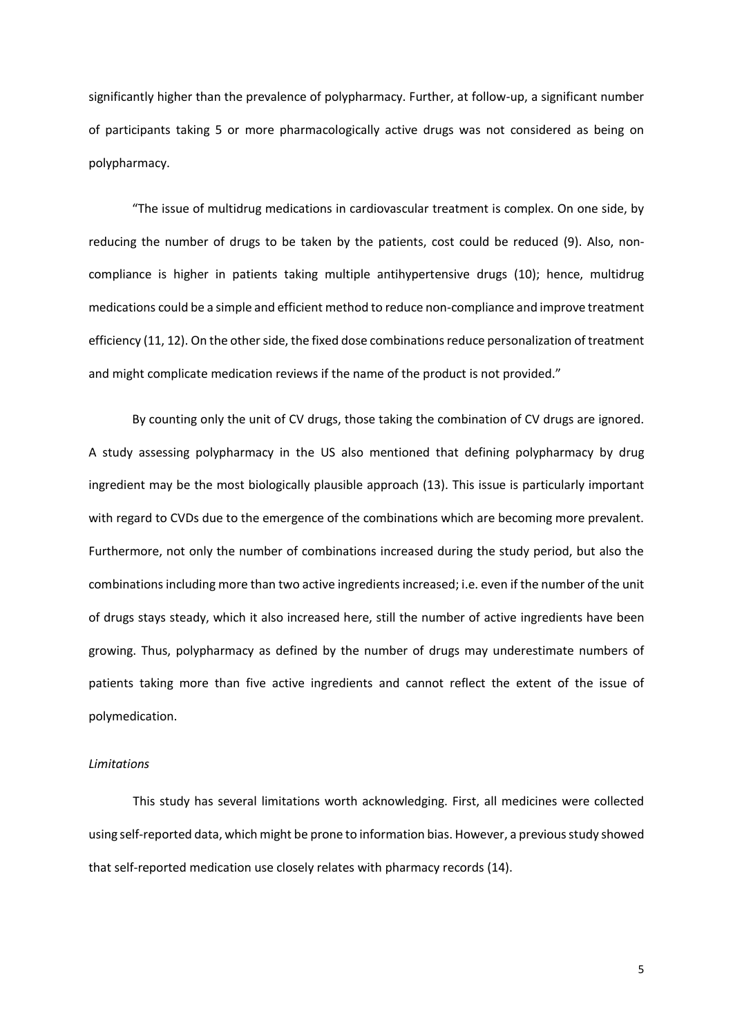significantly higher than the prevalence of polypharmacy. Further, at follow-up, a significant number of participants taking 5 or more pharmacologically active drugs was not considered as being on polypharmacy.

"The issue of multidrug medications in cardiovascular treatment is complex. On one side, by reducing the number of drugs to be taken by the patients, cost could be reduced (9). Also, non-compliance is higher in patients taking multiple antihypertensive drugs (10); hence, multidrug medications could be a simple and efficient method to reduce non-compliance and improve treatment efficiency (11, 12). On the other side, the fixed dose combinations reduce personalization of treatment and might complicate medication reviews if the name of the product is not provided."

By counting only the unit of CV drugs, those taking the combination of CV drugs are ignored. A study assessing polypharmacy in the US also mentioned that defining polypharmacy by drug ingredient may be the most biologically plausible approach (13). This issue is particularly important with regard to CVDs due to the emergence of the combinations which are becoming more prevalent. Furthermore, not only the number of combinations increased during the study period, but also the combinations including more than two active ingredients increased; i.e. even if the number of the unit of drugs stays steady, which it also increased here, still the number of active ingredients have been growing. Thus, polypharmacy as defined by the number of drugs may underestimate numbers of patients taking more than five active ingredients and cannot reflect the extent of the issue of polymedication.

*Limitations*

This study has several limitations worth acknowledging. First, all medicines were collected using self-reported data, which might be prone to information bias. However, a previous study showed that self-reported medication use closely relates with pharmacy records (14).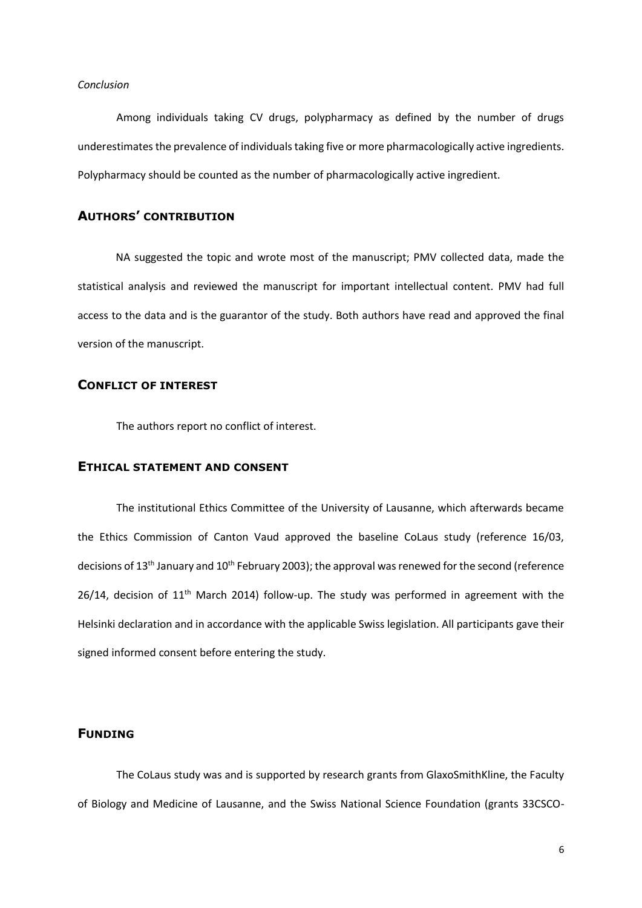*Conclusion*

Among individuals taking CV drugs, polypharmacy as defined by the number of drugs underestimates the prevalence of individuals taking five or more pharmacologically active ingredients. Polypharmacy should be counted as the number of pharmacologically active ingredient.

## AUTHORS' CONTRIBUTION

NA suggested the topic and wrote most of the manuscript; PMV collected data, made the statistical analysis and reviewed the manuscript for important intellectual content. PMV had full access to the data and is the guarantor of the study. Both authors have read and approved the final version of the manuscript.

## CONFLICT OF INTEREST

The authors report no conflict of interest.

## ETHICAL STATEMENT AND CONSENT

The institutional Ethics Committee of the University of Lausanne, which afterwards became the Ethics Commission of Canton Vaud approved the baseline CoLaus study (reference 16/03, decisions of 13th January and 10th February 2003); the approval was renewed for the second (reference 26/14, decision of 11th March 2014) follow-up. The study was performed in agreement with the Helsinki declaration and in accordance with the applicable Swiss legislation. All participants gave their signed informed consent before entering the study.

## FUNDING

The CoLaus study was and is supported by research grants from GlaxoSmithKline, the Faculty of Biology and Medicine of Lausanne, and the Swiss National Science Foundation (grants 33CSCO-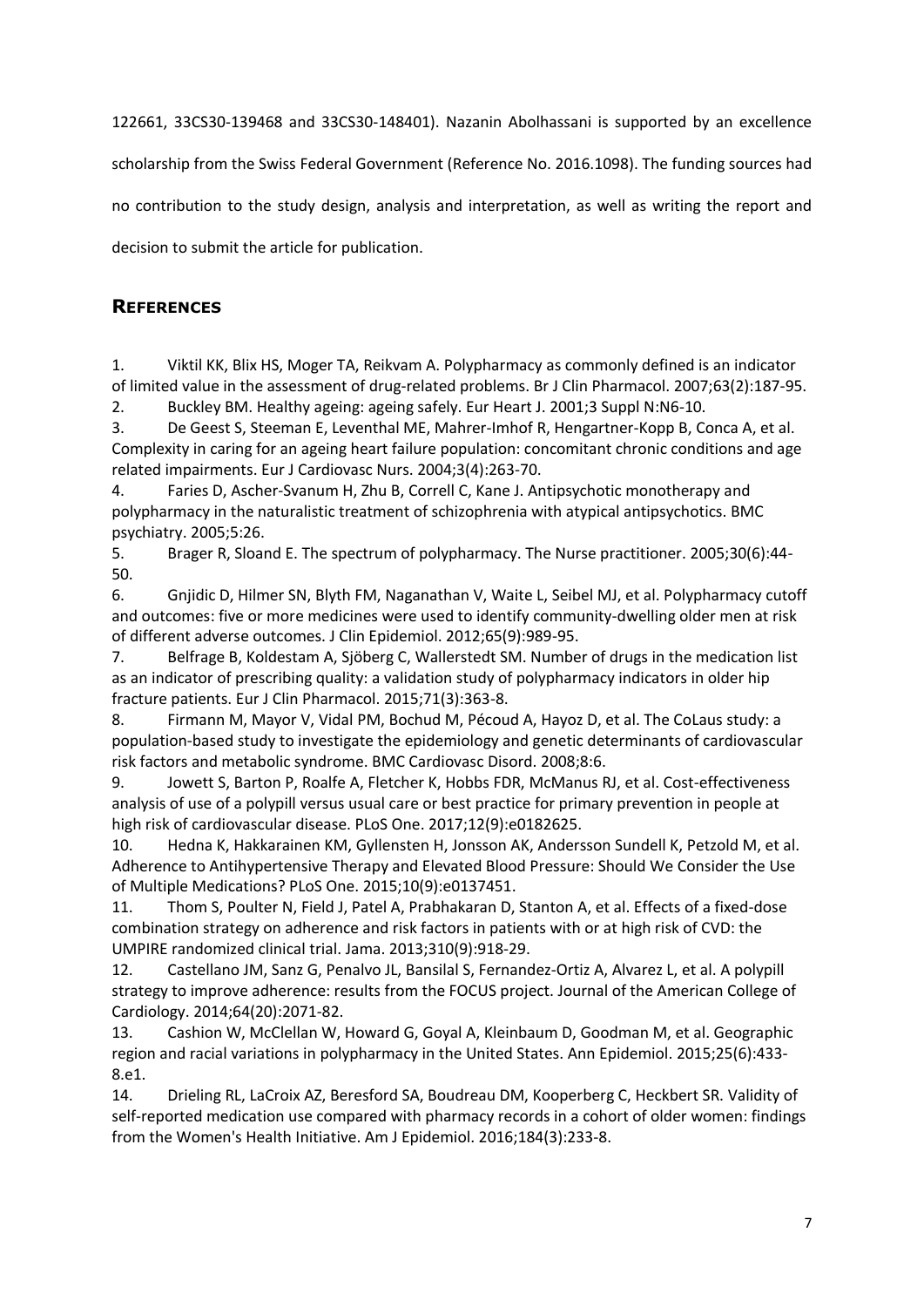122661, 33CS30-139468 and 33CS30-148401). Nazanin Abolhassani is supported by an excellence scholarship from the Swiss Federal Government (Reference No. 2016.1098). The funding sources had no contribution to the study design, analysis and interpretation, as well as writing the report and decision to submit the article for publication.

## REFERENCES

1. Viktil KK, Blix HS, Moger TA, Reikvam A. Polypharmacy as commonly defined is an indicator of limited value in the assessment of drug-related problems. Br J Clin Pharmacol. 2007;63(2):187-95.
2. Buckley BM. Healthy ageing: ageing safely. Eur Heart J. 2001;3 Suppl N:N6-10.
3. De Geest S, Steeman E, Leventhal ME, Mahrer-Imhof R, Hengartner-Kopp B, Conca A, et al. Complexity in caring for an ageing heart failure population: concomitant chronic conditions and age related impairments. Eur J Cardiovasc Nurs. 2004;3(4):263-70.
4. Faries D, Ascher-Svanum H, Zhu B, Correll C, Kane J. Antipsychotic monotherapy and polypharmacy in the naturalistic treatment of schizophrenia with atypical antipsychotics. BMC psychiatry. 2005;5:26.
5. Brager R, Sloand E. The spectrum of polypharmacy. The Nurse practitioner. 2005;30(6):44-50.
6. Gnjidic D, Hilmer SN, Blyth FM, Naganathan V, Waite L, Seibel MJ, et al. Polypharmacy cutoff and outcomes: five or more medicines were used to identify community-dwelling older men at risk of different adverse outcomes. J Clin Epidemiol. 2012;65(9):989-95.
7. Belfrage B, Koldestam A, Sjöberg C, Wallerstedt SM. Number of drugs in the medication list as an indicator of prescribing quality: a validation study of polypharmacy indicators in older hip fracture patients. Eur J Clin Pharmacol. 2015;71(3):363-8.
8. Firmann M, Mayor V, Vidal PM, Bochud M, Pécoud A, Hayoz D, et al. The CoLaus study: a population-based study to investigate the epidemiology and genetic determinants of cardiovascular risk factors and metabolic syndrome. BMC Cardiovasc Disord. 2008;8:6.
9. Jowett S, Barton P, Roalfe A, Fletcher K, Hobbs FDR, McManus RJ, et al. Cost-effectiveness analysis of use of a polypill versus usual care or best practice for primary prevention in people at high risk of cardiovascular disease. PLoS One. 2017;12(9):e0182625.
10. Hedna K, Hakkarainen KM, Gyllensten H, Jonsson AK, Andersson Sundell K, Petzold M, et al. Adherence to Antihypertensive Therapy and Elevated Blood Pressure: Should We Consider the Use of Multiple Medications? PLoS One. 2015;10(9):e0137451.
11. Thom S, Poulter N, Field J, Patel A, Prabhakaran D, Stanton A, et al. Effects of a fixed-dose combination strategy on adherence and risk factors in patients with or at high risk of CVD: the UMPIRE randomized clinical trial. Jama. 2013;310(9):918-29.
12. Castellano JM, Sanz G, Penalvo JL, Bansilal S, Fernandez-Ortiz A, Alvarez L, et al. A polypill strategy to improve adherence: results from the FOCUS project. Journal of the American College of Cardiology. 2014;64(20):2071-82.
13. Cashion W, McClellan W, Howard G, Goyal A, Kleinbaum D, Goodman M, et al. Geographic region and racial variations in polypharmacy in the United States. Ann Epidemiol. 2015;25(6):433-8.e1.
14. Drieling RL, LaCroix AZ, Beresford SA, Boudreau DM, Kooperberg C, Heckbert SR. Validity of self-reported medication use compared with pharmacy records in a cohort of older women: findings from the Women's Health Initiative. Am J Epidemiol. 2016;184(3):233-8.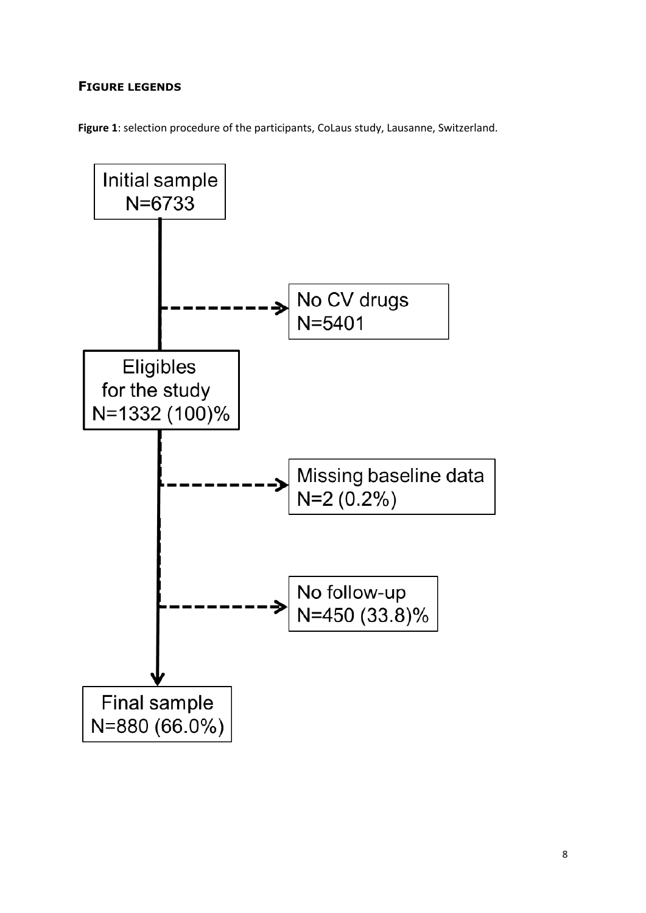## FIGURE LEGENDS

**Figure 1**: selection procedure of the participants, CoLaus study, Lausanne, Switzerland.

Initial sample
N=6733

No CV drugs
N=5401

Eligibles
for the study
N=1332 (100)%

Missing baseline data
N=2 (0.2%)

No follow-up
N=450 (33.8)%

Final sample
N=880 (66.0%)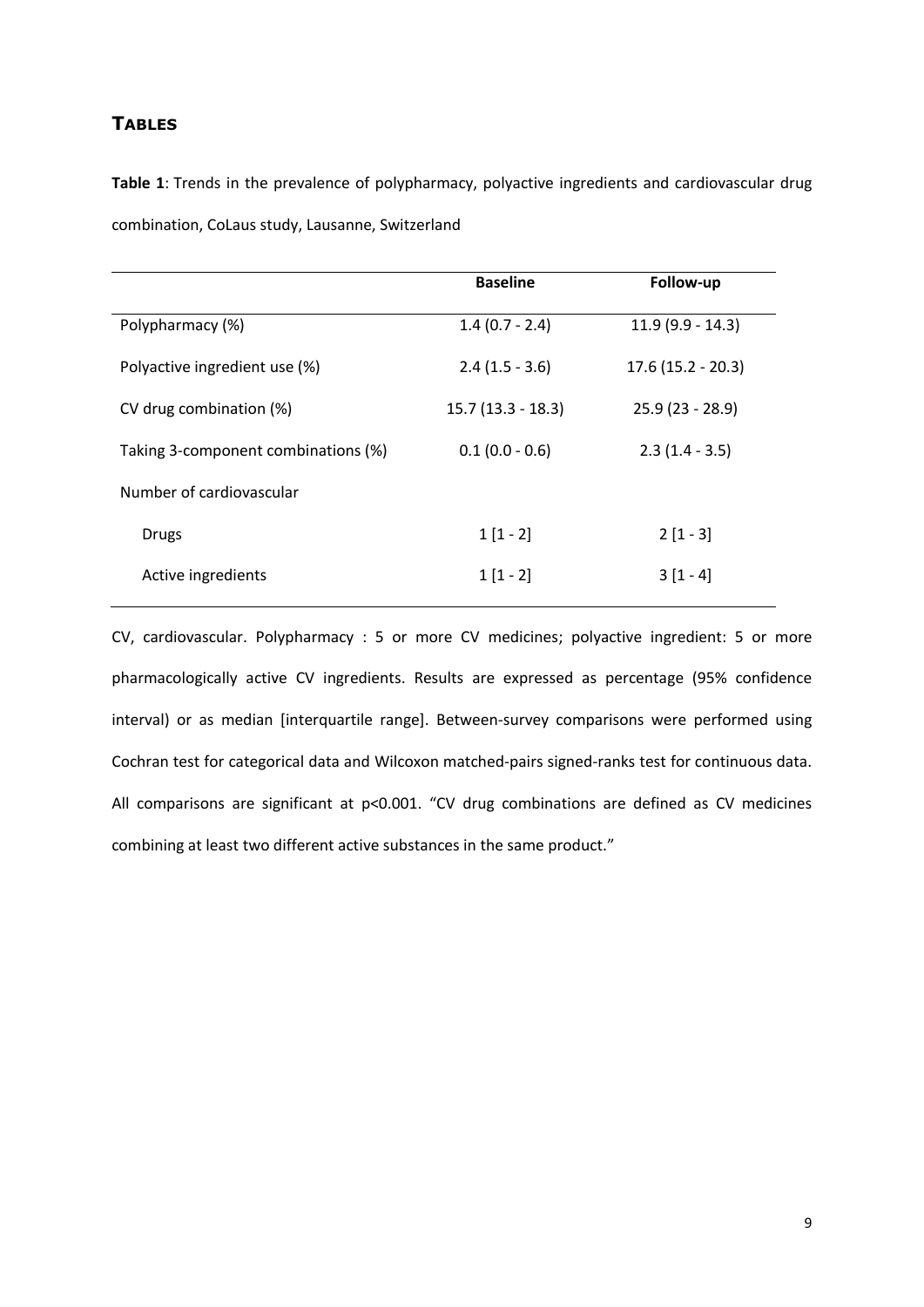## TABLES

**Table 1**: Trends in the prevalence of polypharmacy, polyactive ingredients and cardiovascular drug combination, CoLaus study, Lausanne, Switzerland

| | Baseline | Follow-up |
|---|---|---|
| Polypharmacy (%) | 1.4 (0.7 - 2.4) | 11.9 (9.9 - 14.3) |
| Polyactive ingredient use (%) | 2.4 (1.5 - 3.6) | 17.6 (15.2 - 20.3) |
| CV drug combination (%) | 15.7 (13.3 - 18.3) | 25.9 (23 - 28.9) |
| Taking 3-component combinations (%) | 0.1 (0.0 - 0.6) | 2.3 (1.4 - 3.5) |
| Number of cardiovascular | | |
| Drugs | 1 [1 - 2] | 2 [1 - 3] |
| Active ingredients | 1 [1 - 2] | 3 [1 - 4] |

CV, cardiovascular. Polypharmacy : 5 or more CV medicines; polyactive ingredient: 5 or more pharmacologically active CV ingredients. Results are expressed as percentage (95% confidence interval) or as median [interquartile range]. Between-survey comparisons were performed using Cochran test for categorical data and Wilcoxon matched-pairs signed-ranks test for continuous data. All comparisons are significant at $p<0.001$. "CV drug combinations are defined as CV medicines combining at least two different active substances in the same product."